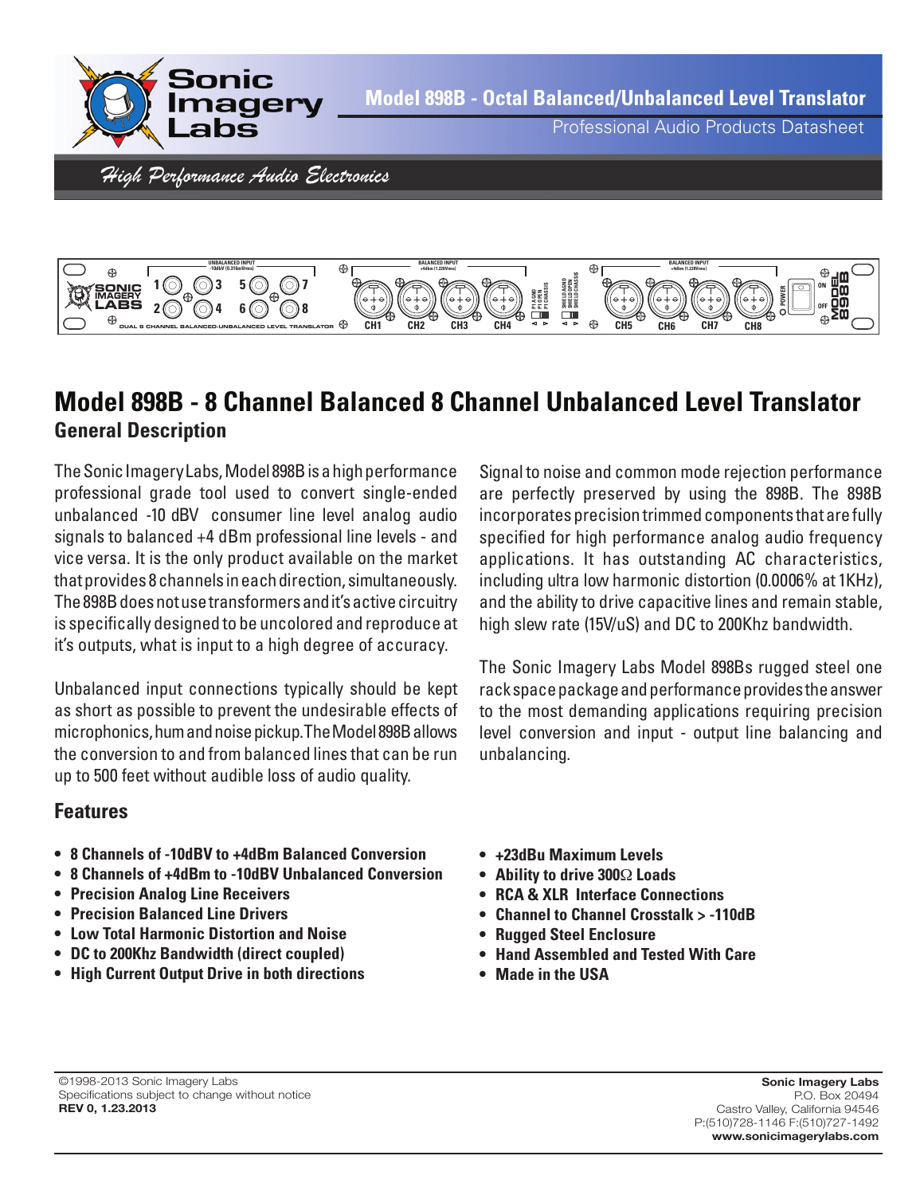# Model 898B - Octal Balanced/Unbalanced Level Translator

Professional Audio Products Datasheet

*High Performance Audio Electronics*

## Model 898B - 8 Channel Balanced 8 Channel Unbalanced Level Translator

### General Description

The Sonic Imagery Labs, Model 898B is a high performance professional grade tool used to convert single-ended unbalanced -10 dBV consumer line level analog audio signals to balanced +4 dBm professional line levels - and vice versa. It is the only product available on the market that provides 8 channels in each direction, simultaneously. The 898B does not use transformers and it's active circuitry is specifically designed to be uncolored and reproduce at it's outputs, what is input to a high degree of accuracy.

Unbalanced input connections typically should be kept as short as possible to prevent the undesirable effects of microphonics, hum and noise pickup. The Model 898B allows the conversion to and from balanced lines that can be run up to 500 feet without audible loss of audio quality.

Signal to noise and common mode rejection performance are perfectly preserved by using the 898B. The 898B incorporates precision trimmed components that are fully specified for high performance analog audio frequency applications. It has outstanding AC characteristics, including ultra low harmonic distortion (0.0006% at 1KHz), and the ability to drive capacitive lines and remain stable, high slew rate (15V/uS) and DC to 200Khz bandwidth.

The Sonic Imagery Labs Model 898Bs rugged steel one rack space package and performance provides the answer to the most demanding applications requiring precision level conversion and input - output line balancing and unbalancing.

### Features

- **8 Channels of -10dBV to +4dBm Balanced Conversion**
- **8 Channels of +4dBm to -10dBV Unbalanced Conversion**
- **Precision Analog Line Receivers**
- **Precision Balanced Line Drivers**
- **Low Total Harmonic Distortion and Noise**
- **DC to 200Khz Bandwidth (direct coupled)**
- **High Current Output Drive in both directions**
- **+23dBu Maximum Levels**
- **Ability to drive 300Ω Loads**
- **RCA & XLR Interface Connections**
- **Channel to Channel Crosstalk > -110dB**
- **Rugged Steel Enclosure**
- **Hand Assembled and Tested With Care**
- **Made in the USA**

©1998-2013 Sonic Imagery Labs
Specifications subject to change without notice
**REV 0, 1.23.2013**

**Sonic Imagery Labs**
P.O. Box 20494
Castro Valley, California 94546
P:(510)728-1146 F:(510)727-1492
**www.sonicimagerylabs.com**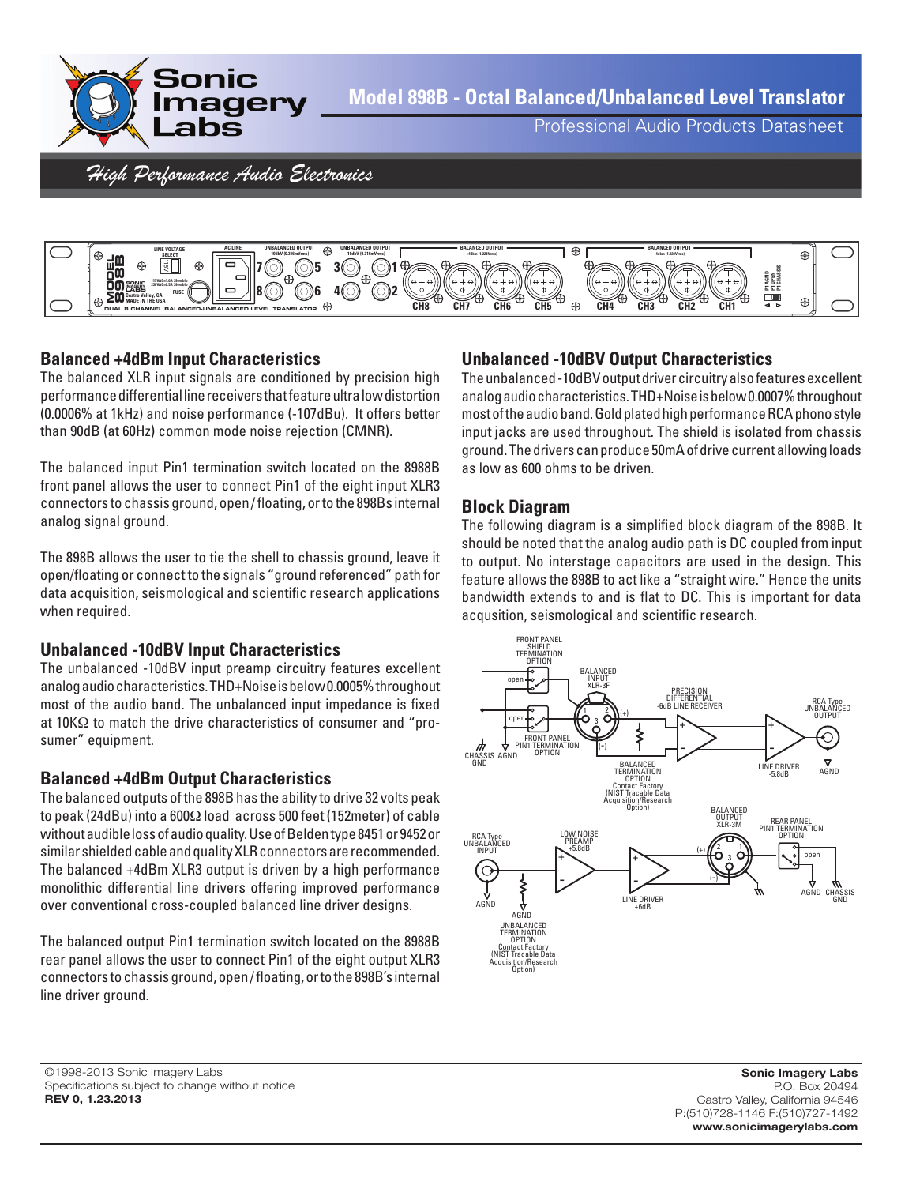# Model 898B - Octal Balanced/Unbalanced Level Translator

Professional Audio Products Datasheet

*High Performance Audio Electronics*

## Balanced +4dBm Input Characteristics

The balanced XLR input signals are conditioned by precision high performance differential line receivers that feature ultra low distortion (0.0006% at 1kHz) and noise performance (-107dBu). It offers better than 90dB (at 60Hz) common mode noise rejection (CMNR).

The balanced input Pin1 termination switch located on the 8988B front panel allows the user to connect Pin1 of the eight input XLR3 connectors to chassis ground, open / floating, or to the 898Bs internal analog signal ground.

The 898B allows the user to tie the shell to chassis ground, leave it open/floating or connect to the signals "ground referenced" path for data acquisition, seismological and scientific research applications when required.

## Unbalanced -10dBV Input Characteristics

The unbalanced -10dBV input preamp circuitry features excellent analog audio characteristics. THD+Noise is below 0.0005% throughout most of the audio band. The unbalanced input impedance is fixed at 10KΩ to match the drive characteristics of consumer and "pro-sumer" equipment.

## Balanced +4dBm Output Characteristics

The balanced outputs of the 898B has the ability to drive 32 volts peak to peak (24dBu) into a 600Ω load across 500 feet (152meter) of cable without audible loss of audio quality. Use of Belden type 8451 or 9452 or similar shielded cable and quality XLR connectors are recommended. The balanced +4dBm XLR3 output is driven by a high performance monolithic differential line drivers offering improved performance over conventional cross-coupled balanced line driver designs.

The balanced output Pin1 termination switch located on the 8988B rear panel allows the user to connect Pin1 of the eight output XLR3 connectors to chassis ground, open / floating, or to the 898B's internal line driver ground.

## Unbalanced -10dBV Output Characteristics

The unbalanced -10dBV output driver circuitry also features excellent analog audio characteristics. THD+Noise is below 0.0007% throughout most of the audio band. Gold plated high performance RCA phono style input jacks are used throughout. The shield is isolated from chassis ground. The drivers can produce 50mA of drive current allowing loads as low as 600 ohms to be driven.

## Block Diagram

The following diagram is a simplified block diagram of the 898B. It should be noted that the analog audio path is DC coupled from input to output. No interstage capacitors are used in the design. This feature allows the 898B to act like a "straight wire." Hence the units bandwidth extends to and is flat to DC. This is important for data acquistion, seismological and scientific research.

©1998-2013 Sonic Imagery Labs
Specifications subject to change without notice
**REV 0, 1.23.2013**

**Sonic Imagery Labs**
P.O. Box 20494
Castro Valley, California 94546
P:(510)728-1146 F:(510)727-1492
**www.sonicimagerylabs.com**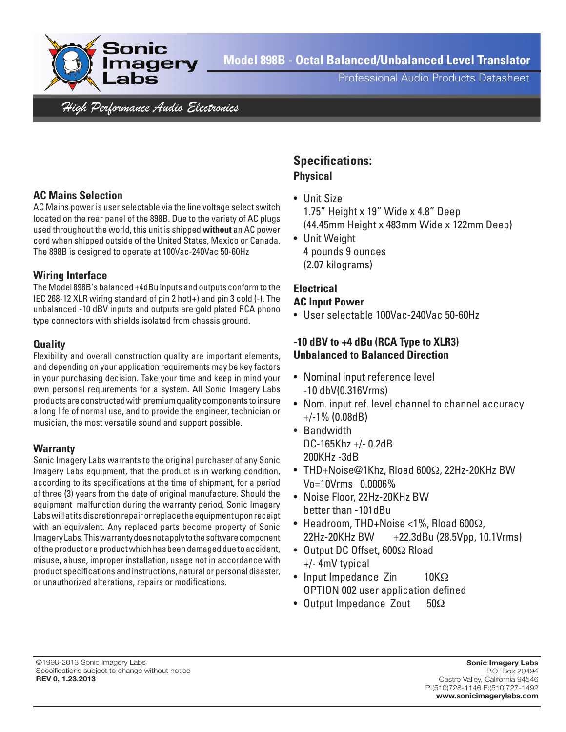## AC Mains Selection

AC Mains power is user selectable via the line voltage select switch located on the rear panel of the 898B. Due to the variety of AC plugs used throughout the world, this unit is shipped **without** an AC power cord when shipped outside of the United States, Mexico or Canada. The 898B is designed to operate at 100Vac-240Vac 50-60Hz

## Wiring Interface

The Model 898B's balanced +4dBu inputs and outputs conform to the IEC 268-12 XLR wiring standard of pin 2 hot(+) and pin 3 cold (-). The unbalanced -10 dBV inputs and outputs are gold plated RCA phono type connectors with shields isolated from chassis ground.

## Quality

Flexibility and overall construction quality are important elements, and depending on your application requirements may be key factors in your purchasing decision. Take your time and keep in mind your own personal requirements for a system. All Sonic Imagery Labs products are constructed with premium quality components to insure a long life of normal use, and to provide the engineer, technician or musician, the most versatile sound and support possible.

## Warranty

Sonic Imagery Labs warrants to the original purchaser of any Sonic Imagery Labs equipment, that the product is in working condition, according to its specifications at the time of shipment, for a period of three (3) years from the date of original manufacture. Should the equipment malfunction during the warranty period, Sonic Imagery Labs will at its discretion repair or replace the equipment upon receipt with an equivalent. Any replaced parts become property of Sonic Imagery Labs. This warranty does not apply to the software component of the product or a product which has been damaged due to accident, misuse, abuse, improper installation, usage not in accordance with product specifications and instructions, natural or personal disaster, or unauthorized alterations, repairs or modifications.

# Specifications:

## Physical

- Unit Size
  1.75" Height x 19" Wide x 4.8" Deep
  (44.45mm Height x 483mm Wide x 122mm Deep)
- Unit Weight
  4 pounds 9 ounces
  (2.07 kilograms)

## Electrical

### AC Input Power

- User selectable 100Vac-240Vac 50-60Hz

### -10 dBV to +4 dBu (RCA Type to XLR3) Unbalanced to Balanced Direction

- Nominal input reference level
  -10 dbV(0.316Vrms)
- Nom. input ref. level channel to channel accuracy
  +/-1% (0.08dB)
- Bandwidth
  DC-165Khz +/- 0.2dB
  200KHz -3dB
- THD+Noise@1Khz, Rload 600Ω, 22Hz-20KHz BW
  Vo=10Vrms 0.0006%
- Noise Floor, 22Hz-20KHz BW
  better than -101dBu
- Headroom, THD+Noise <1%, Rload 600Ω,
  22Hz-20KHz BW +22.3dBu (28.5Vpp, 10.1Vrms)
- Output DC Offset, 600Ω Rload
  +/- 4mV typical
- Input Impedance Zin 10KΩ
  OPTION 002 user application defined
- Output Impedance Zout 50Ω

©1998-2013 Sonic Imagery Labs
Specifications subject to change without notice
**REV 0, 1.23.2013**

**Sonic Imagery Labs**
P.O. Box 20494
Castro Valley, California 94546
P:(510)728-1146 F:(510)727-1492
**www.sonicimagerylabs.com**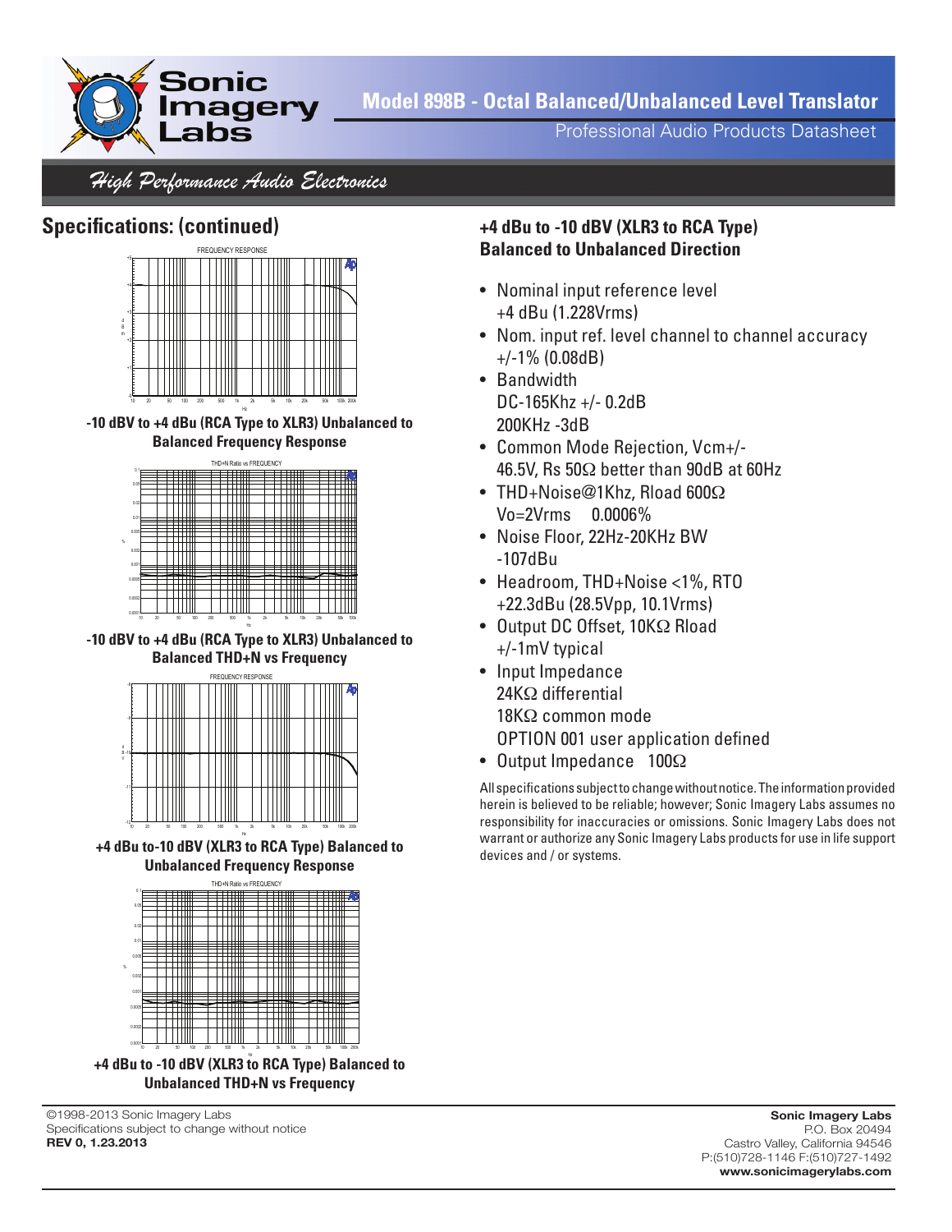## Specifications: (continued)

FREQUENCY RESPONSE

**-10 dBV to +4 dBu (RCA Type to XLR3) Unbalanced to Balanced Frequency Response**

THD+N Ratio vs FREQUENCY

**-10 dBV to +4 dBu (RCA Type to XLR3) Unbalanced to Balanced THD+N vs Frequency**

FREQUENCY RESPONSE

**+4 dBu to-10 dBV (XLR3 to RCA Type) Balanced to Unbalanced Frequency Response**

THD+N Ratio vs FREQUENCY

**+4 dBu to -10 dBV (XLR3 to RCA Type) Balanced to Unbalanced THD+N vs Frequency**

### +4 dBu to -10 dBV (XLR3 to RCA Type) Balanced to Unbalanced Direction

- Nominal input reference level
  +4 dBu (1.228Vrms)
- Nom. input ref. level channel to channel accuracy
  +/-1% (0.08dB)
- Bandwidth
  DC-165Khz +/- 0.2dB
  200KHz -3dB
- Common Mode Rejection, Vcm+/-46.5V, Rs 50Ω better than 90dB at 60Hz
- THD+Noise@1Khz, Rload 600Ω
  Vo=2Vrms 0.0006%
- Noise Floor, 22Hz-20KHz BW
  -107dBu
- Headroom, THD+Noise <1%, RTO
  +22.3dBu (28.5Vpp, 10.1Vrms)
- Output DC Offset, 10KΩ Rload
  +/-1mV typical
- Input Impedance
  24KΩ differential
  18KΩ common mode
  OPTION 001 user application defined
- Output Impedance 100Ω

All specifications subject to change without notice. The information provided herein is believed to be reliable; however; Sonic Imagery Labs assumes no responsibility for inaccuracies or omissions. Sonic Imagery Labs does not warrant or authorize any Sonic Imagery Labs products for use in life support devices and / or systems.